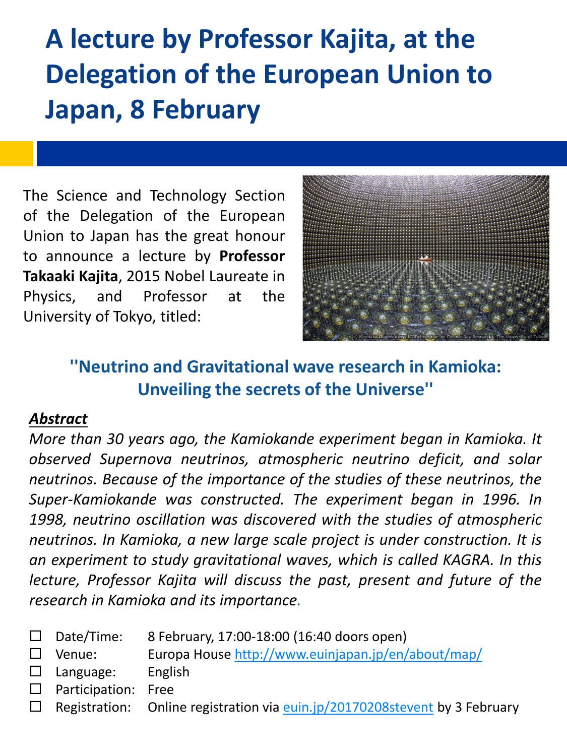# A lecture by Professor Kajita, at the Delegation of the European Union to Japan, 8 February

The Science and Technology Section of the Delegation of the European Union to Japan has the great honour to announce a lecture by **Professor Takaaki Kajita**, 2015 Nobel Laureate in Physics, and Professor at the University of Tokyo, titled:

(c) Kamioka Observatory, ICRR(Institute for Cosmic Ray Research), The University of Tokyo

## "Neutrino and Gravitational wave research in Kamioka: Unveiling the secrets of the Universe"

***Abstract***

*More than 30 years ago, the Kamiokande experiment began in Kamioka. It observed Supernova neutrinos, atmospheric neutrino deficit, and solar neutrinos. Because of the importance of the studies of these neutrinos, the Super-Kamiokande was constructed. The experiment began in 1996. In 1998, neutrino oscillation was discovered with the studies of atmospheric neutrinos. In Kamioka, a new large scale project is under construction. It is an experiment to study gravitational waves, which is called KAGRA. In this lecture, Professor Kajita will discuss the past, present and future of the research in Kamioka and its importance.*

- Date/Time: 8 February, 17:00-18:00 (16:40 doors open)
- Venue: Europa House http://www.euinjapan.jp/en/about/map/
- Language: English
- Participation: Free
- Registration: Online registration via euin.jp/20170208stevent by 3 February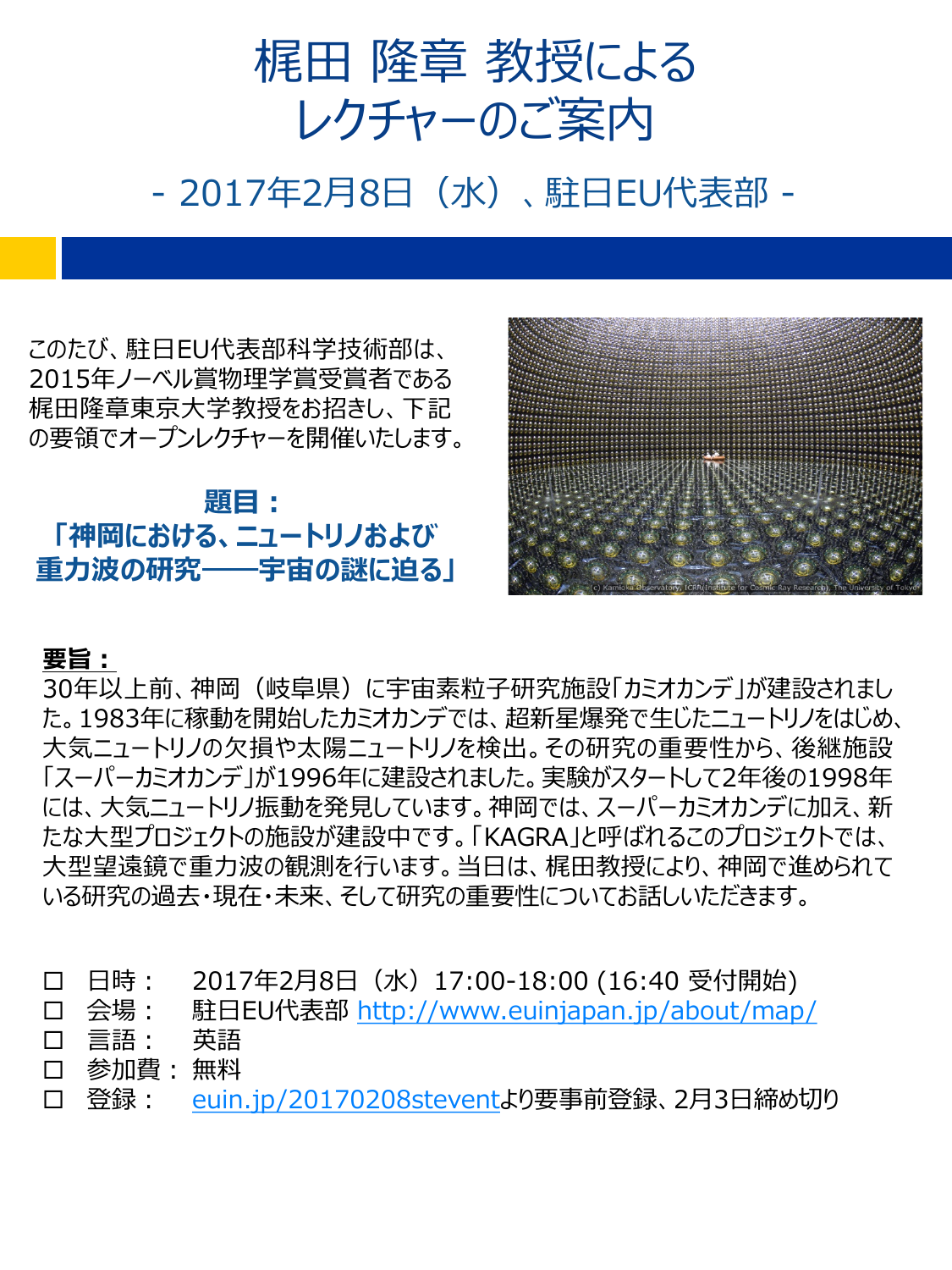# 梶田 隆章 教授による レクチャーのご案内

## - 2017年2月8日（水）、駐日EU代表部 -

このたび、駐日EU代表部科学技術部は、2015年ノーベル賞物理学賞受賞者である梶田隆章東京大学教授をお招きし、下記の要領でオープンレクチャーを開催いたします。

**題目：**
**「神岡における、ニュートリノおよび重力波の研究――宇宙の謎に迫る」**

**要旨：**
30年以上前、神岡（岐阜県）に宇宙素粒子研究施設「カミオカンデ」が建設されました。1983年に稼動を開始したカミオカンデでは、超新星爆発で生じたニュートリノをはじめ、大気ニュートリノの欠損や太陽ニュートリノを検出。その研究の重要性から、後継施設「スーパーカミオカンデ」が1996年に建設されました。実験がスタートして2年後の1998年には、大気ニュートリノ振動を発見しています。神岡では、スーパーカミオカンデに加え、新たな大型プロジェクトの施設が建設中です。「KAGRA」と呼ばれるこのプロジェクトでは、大型望遠鏡で重力波の観測を行います。当日は、梶田教授により、神岡で進められている研究の過去・現在・未来、そして研究の重要性についてお話しいただきます。

- 日時：　2017年2月8日（水）17:00-18:00 (16:40 受付開始)
- 会場：　駐日EU代表部 http://www.euinjapan.jp/about/map/
- 言語：　英語
- 参加費：無料
- 登録：　euin.jp/20170208steventより要事前登録、2月3日締め切り